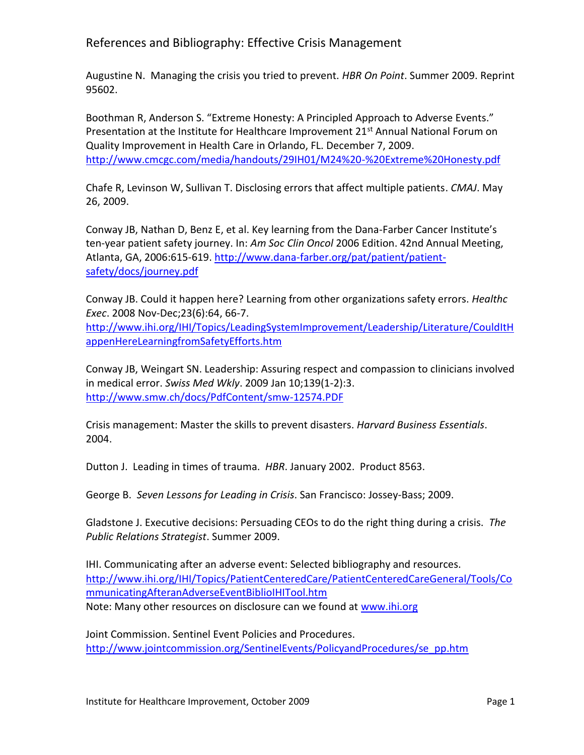# References and Bibliography: Effective Crisis Management

Augustine N. Managing the crisis you tried to prevent. *HBR On Point*. Summer 2009. Reprint 95602.

Boothman R, Anderson S. "Extreme Honesty: A Principled Approach to Adverse Events." Presentation at the Institute for Healthcare Improvement 21st Annual National Forum on Quality Improvement in Health Care in Orlando, FL. December 7, 2009. http://www.cmcgc.com/media/handouts/29IH01/M24%20-%20Extreme%20Honesty.pdf

Chafe R, Levinson W, Sullivan T. Disclosing errors that affect multiple patients. *CMAJ*. May 26, 2009.

Conway JB, Nathan D, Benz E, et al. Key learning from the Dana-Farber Cancer Institute's ten-year patient safety journey. In: *Am Soc Clin Oncol* 2006 Edition. 42nd Annual Meeting, Atlanta, GA, 2006:615-619. http://www.dana-farber.org/pat/patient/patient-safety/docs/journey.pdf

Conway JB. Could it happen here? Learning from other organizations safety errors. *Healthc Exec*. 2008 Nov-Dec;23(6):64, 66-7. http://www.ihi.org/IHI/Topics/LeadingSystemImprovement/Leadership/Literature/CouldItHappenHereLearningfromSafetyEfforts.htm

Conway JB, Weingart SN. Leadership: Assuring respect and compassion to clinicians involved in medical error. *Swiss Med Wkly*. 2009 Jan 10;139(1-2):3. http://www.smw.ch/docs/PdfContent/smw-12574.PDF

Crisis management: Master the skills to prevent disasters. *Harvard Business Essentials*. 2004.

Dutton J. Leading in times of trauma. *HBR*. January 2002. Product 8563.

George B. *Seven Lessons for Leading in Crisis*. San Francisco: Jossey-Bass; 2009.

Gladstone J. Executive decisions: Persuading CEOs to do the right thing during a crisis. *The Public Relations Strategist*. Summer 2009.

IHI. Communicating after an adverse event: Selected bibliography and resources. http://www.ihi.org/IHI/Topics/PatientCenteredCare/PatientCenteredCareGeneral/Tools/CommunicatingAfteranAdverseEventBiblioIHITool.htm
Note: Many other resources on disclosure can we found at www.ihi.org

Joint Commission. Sentinel Event Policies and Procedures. http://www.jointcommission.org/SentinelEvents/PolicyandProcedures/se_pp.htm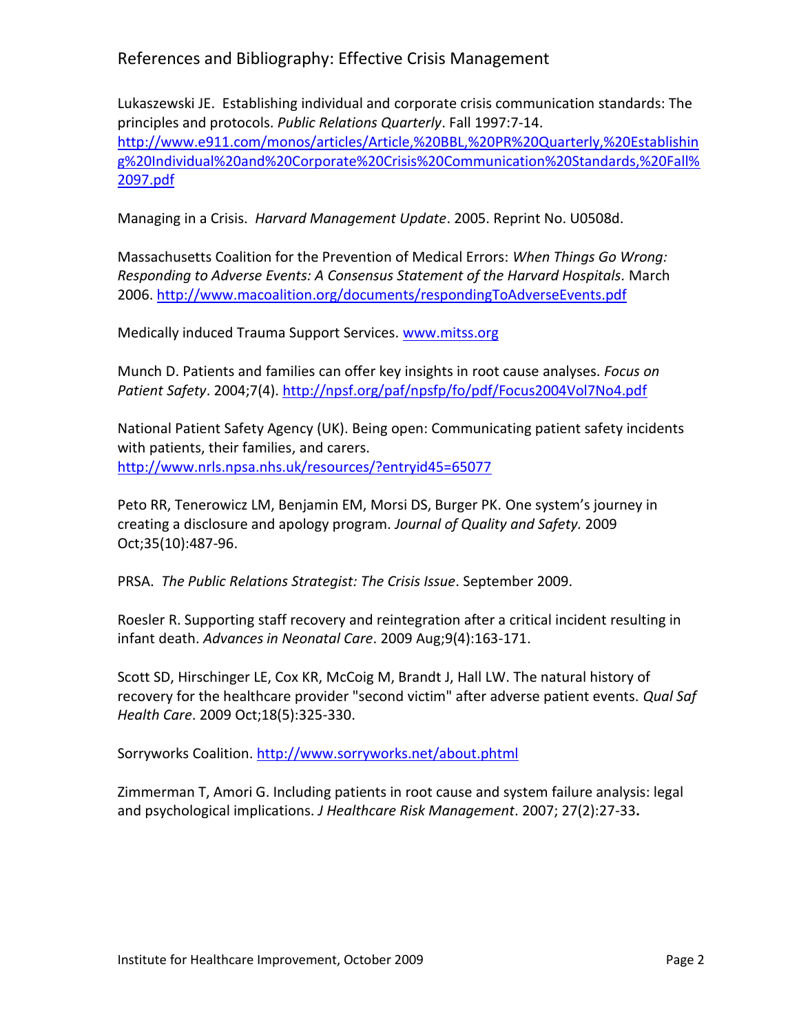Lukaszewski JE. Establishing individual and corporate crisis communication standards: The principles and protocols. *Public Relations Quarterly*. Fall 1997:7-14. http://www.e911.com/monos/articles/Article,%20BBL,%20PR%20Quarterly,%20Establishing%20Individual%20and%20Corporate%20Crisis%20Communication%20Standards,%20Fall%2097.pdf

Managing in a Crisis. *Harvard Management Update*. 2005. Reprint No. U0508d.

Massachusetts Coalition for the Prevention of Medical Errors: *When Things Go Wrong: Responding to Adverse Events: A Consensus Statement of the Harvard Hospitals*. March 2006. http://www.macoalition.org/documents/respondingToAdverseEvents.pdf

Medically induced Trauma Support Services. www.mitss.org

Munch D. Patients and families can offer key insights in root cause analyses. *Focus on Patient Safety*. 2004;7(4). http://npsf.org/paf/npsfp/fo/pdf/Focus2004Vol7No4.pdf

National Patient Safety Agency (UK). Being open: Communicating patient safety incidents with patients, their families, and carers. http://www.nrls.npsa.nhs.uk/resources/?entryid45=65077

Peto RR, Tenerowicz LM, Benjamin EM, Morsi DS, Burger PK. One system's journey in creating a disclosure and apology program. *Journal of Quality and Safety.* 2009 Oct;35(10):487-96.

PRSA. *The Public Relations Strategist: The Crisis Issue*. September 2009.

Roesler R. Supporting staff recovery and reintegration after a critical incident resulting in infant death. *Advances in Neonatal Care*. 2009 Aug;9(4):163-171.

Scott SD, Hirschinger LE, Cox KR, McCoig M, Brandt J, Hall LW. The natural history of recovery for the healthcare provider "second victim" after adverse patient events. *Qual Saf Health Care*. 2009 Oct;18(5):325-330.

Sorryworks Coalition. http://www.sorryworks.net/about.phtml

Zimmerman T, Amori G. Including patients in root cause and system failure analysis: legal and psychological implications. *J Healthcare Risk Management*. 2007; 27(2):27-33.